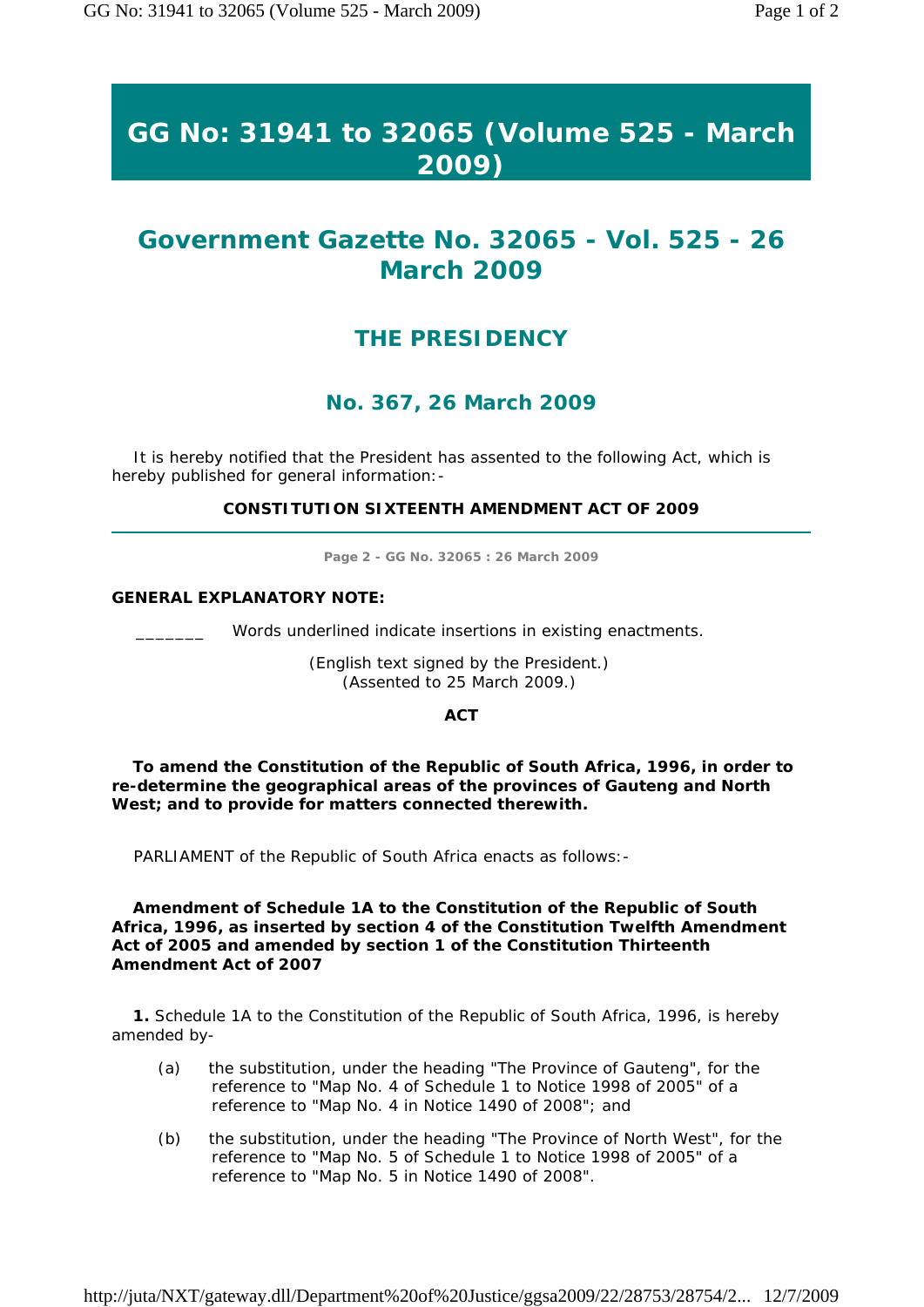# GG No: 31941 to 32065 (Volume 525 - March 2009)

## Government Gazette No. 32065 - Vol. 525 - 26 March 2009

### THE PRESIDENCY

### No. 367, 26 March 2009

It is hereby notified that the President has assented to the following Act, which is hereby published for general information:-

**CONSTITUTION SIXTEENTH AMENDMENT ACT OF 2009**

---

Page 2 - GG No. 32065 : 26 March 2009

**GENERAL EXPLANATORY NOTE:**

_______ Words underlined indicate insertions in existing enactments.

(English text signed by the President.)
(Assented to 25 March 2009.)

**ACT**

**To amend the Constitution of the Republic of South Africa, 1996, in order to re-determine the geographical areas of the provinces of Gauteng and North West; and to provide for matters connected therewith.**

PARLIAMENT of the Republic of South Africa enacts as follows:-

**Amendment of Schedule 1A to the Constitution of the Republic of South Africa, 1996, as inserted by section 4 of the Constitution Twelfth Amendment Act of 2005 and amended by section 1 of the Constitution Thirteenth Amendment Act of 2007**

**1.** Schedule 1A to the Constitution of the Republic of South Africa, 1996, is hereby amended by-

(a) the substitution, under the heading "The Province of Gauteng", for the reference to "Map No. 4 of Schedule 1 to Notice 1998 of 2005" of a reference to "Map No. 4 in Notice 1490 of 2008"; and

(b) the substitution, under the heading "The Province of North West", for the reference to "Map No. 5 of Schedule 1 to Notice 1998 of 2005" of a reference to "Map No. 5 in Notice 1490 of 2008".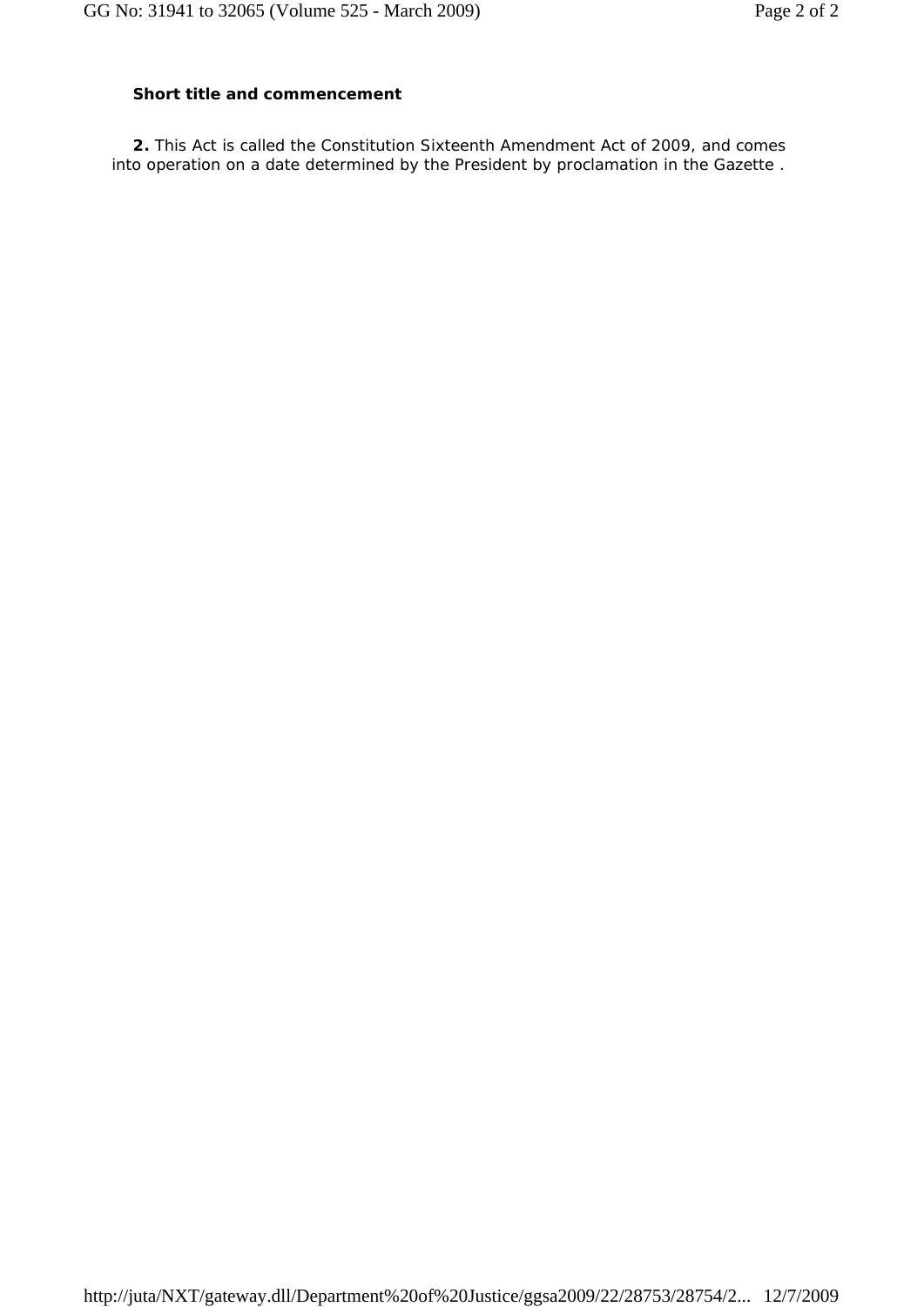**Short title and commencement**

**2.** This Act is called the Constitution Sixteenth Amendment Act of 2009, and comes into operation on a date determined by the President by proclamation in the *Gazette* .